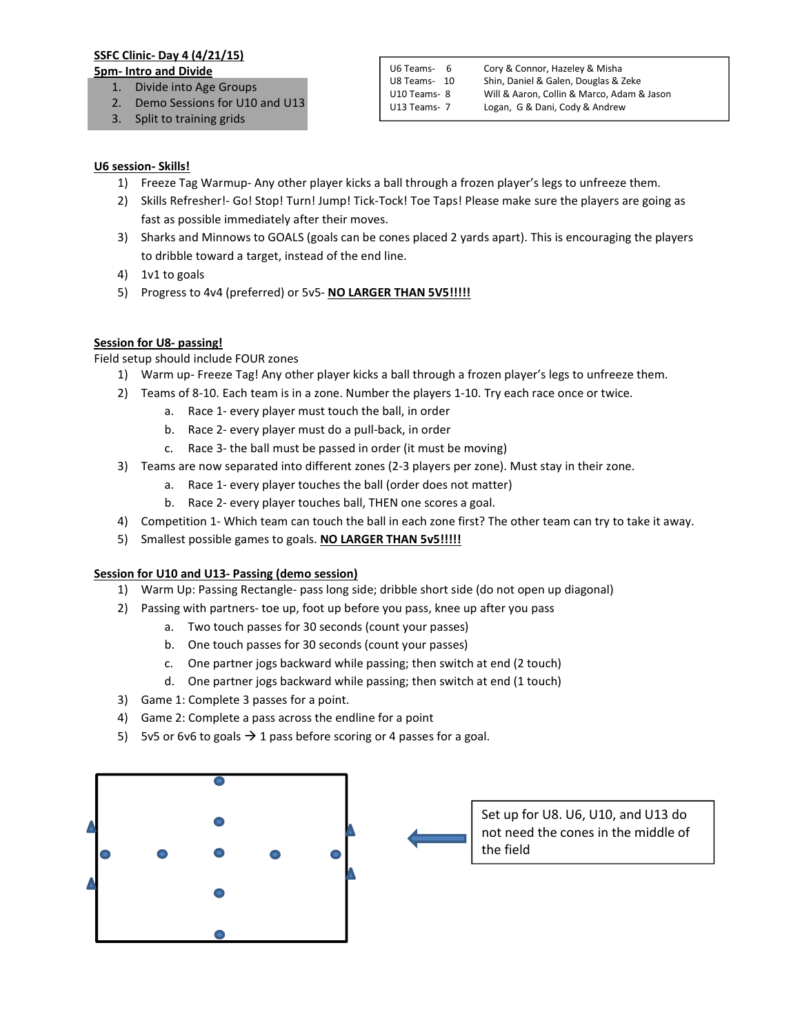**SSFC Clinic- Day 4 (4/21/15)**

**5pm- Intro and Divide**

1. Divide into Age Groups
2. Demo Sessions for U10 and U13
3. Split to training grids

| | | |
|---|---|---|
| U6 Teams- | 6 | Cory & Connor, Hazeley & Misha |
| U8 Teams- | 10 | Shin, Daniel & Galen, Douglas & Zeke |
| U10 Teams- | 8 | Will & Aaron, Collin & Marco, Adam & Jason |
| U13 Teams- | 7 | Logan, G & Dani, Cody & Andrew |

**U6 session- Skills!**

1) Freeze Tag Warmup- Any other player kicks a ball through a frozen player's legs to unfreeze them.
2) Skills Refresher!- Go! Stop! Turn! Jump! Tick-Tock! Toe Taps! Please make sure the players are going as fast as possible immediately after their moves.
3) Sharks and Minnows to GOALS (goals can be cones placed 2 yards apart). This is encouraging the players to dribble toward a target, instead of the end line.
4) 1v1 to goals
5) Progress to 4v4 (preferred) or 5v5- **NO LARGER THAN 5V5!!!!!**

**Session for U8- passing!**

Field setup should include FOUR zones

1) Warm up- Freeze Tag! Any other player kicks a ball through a frozen player's legs to unfreeze them.
2) Teams of 8-10. Each team is in a zone. Number the players 1-10. Try each race once or twice.
   a. Race 1- every player must touch the ball, in order
   b. Race 2- every player must do a pull-back, in order
   c. Race 3- the ball must be passed in order (it must be moving)
3) Teams are now separated into different zones (2-3 players per zone). Must stay in their zone.
   a. Race 1- every player touches the ball (order does not matter)
   b. Race 2- every player touches ball, THEN one scores a goal.
4) Competition 1- Which team can touch the ball in each zone first? The other team can try to take it away.
5) Smallest possible games to goals. **NO LARGER THAN 5v5!!!!!**

**Session for U10 and U13- Passing (demo session)**

1) Warm Up: Passing Rectangle- pass long side; dribble short side (do not open up diagonal)
2) Passing with partners- toe up, foot up before you pass, knee up after you pass
   a. Two touch passes for 30 seconds (count your passes)
   b. One touch passes for 30 seconds (count your passes)
   c. One partner jogs backward while passing; then switch at end (2 touch)
   d. One partner jogs backward while passing; then switch at end (1 touch)
3) Game 1: Complete 3 passes for a point.
4) Game 2: Complete a pass across the endline for a point
5) 5v5 or 6v6 to goals → 1 pass before scoring or 4 passes for a goal.

Set up for U8. U6, U10, and U13 do not need the cones in the middle of the field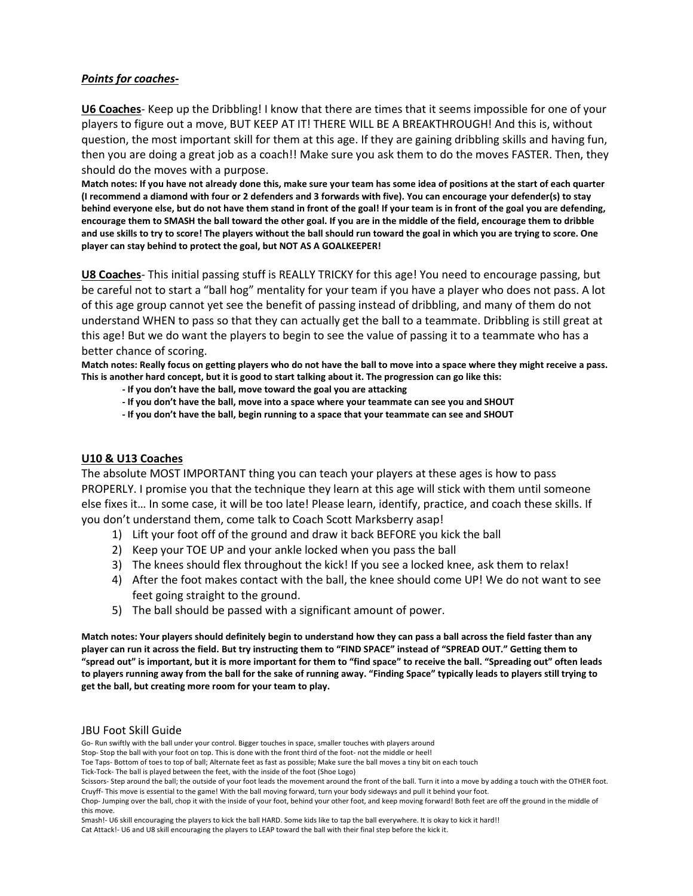***Points for coaches-***

**U6 Coaches**- Keep up the Dribbling! I know that there are times that it seems impossible for one of your players to figure out a move, BUT KEEP AT IT! THERE WILL BE A BREAKTHROUGH! And this is, without question, the most important skill for them at this age. If they are gaining dribbling skills and having fun, then you are doing a great job as a coach!! Make sure you ask them to do the moves FASTER. Then, they should do the moves with a purpose.

**Match notes: If you have not already done this, make sure your team has some idea of positions at the start of each quarter (I recommend a diamond with four or 2 defenders and 3 forwards with five). You can encourage your defender(s) to stay behind everyone else, but do not have them stand in front of the goal! If your team is in front of the goal you are defending, encourage them to SMASH the ball toward the other goal. If you are in the middle of the field, encourage them to dribble and use skills to try to score! The players without the ball should run toward the goal in which you are trying to score. One player can stay behind to protect the goal, but NOT AS A GOALKEEPER!**

**U8 Coaches**- This initial passing stuff is REALLY TRICKY for this age! You need to encourage passing, but be careful not to start a "ball hog" mentality for your team if you have a player who does not pass. A lot of this age group cannot yet see the benefit of passing instead of dribbling, and many of them do not understand WHEN to pass so that they can actually get the ball to a teammate. Dribbling is still great at this age! But we do want the players to begin to see the value of passing it to a teammate who has a better chance of scoring.

**Match notes: Really focus on getting players who do not have the ball to move into a space where they might receive a pass. This is another hard concept, but it is good to start talking about it. The progression can go like this:**

- **If you don't have the ball, move toward the goal you are attacking**
- **If you don't have the ball, move into a space where your teammate can see you and SHOUT**
- **If you don't have the ball, begin running to a space that your teammate can see and SHOUT**

**U10 & U13 Coaches**

The absolute MOST IMPORTANT thing you can teach your players at these ages is how to pass PROPERLY. I promise you that the technique they learn at this age will stick with them until someone else fixes it… In some case, it will be too late! Please learn, identify, practice, and coach these skills. If you don't understand them, come talk to Coach Scott Marksberry asap!

1) Lift your foot off of the ground and draw it back BEFORE you kick the ball
2) Keep your TOE UP and your ankle locked when you pass the ball
3) The knees should flex throughout the kick! If you see a locked knee, ask them to relax!
4) After the foot makes contact with the ball, the knee should come UP! We do not want to see feet going straight to the ground.
5) The ball should be passed with a significant amount of power.

**Match notes: Your players should definitely begin to understand how they can pass a ball across the field faster than any player can run it across the field. But try instructing them to "FIND SPACE" instead of "SPREAD OUT." Getting them to "spread out" is important, but it is more important for them to "find space" to receive the ball. "Spreading out" often leads to players running away from the ball for the sake of running away. "Finding Space" typically leads to players still trying to get the ball, but creating more room for your team to play.**

JBU Foot Skill Guide

Go- Run swiftly with the ball under your control. Bigger touches in space, smaller touches with players around

Stop- Stop the ball with your foot on top. This is done with the front third of the foot- not the middle or heel!

Toe Taps- Bottom of toes to top of ball; Alternate feet as fast as possible; Make sure the ball moves a tiny bit on each touch

Tick-Tock- The ball is played between the feet, with the inside of the foot (Shoe Logo)

Scissors- Step around the ball; the outside of your foot leads the movement around the front of the ball. Turn it into a move by adding a touch with the OTHER foot.

Cruyff- This move is essential to the game! With the ball moving forward, turn your body sideways and pull it behind your foot.

Chop- Jumping over the ball, chop it with the inside of your foot, behind your other foot, and keep moving forward! Both feet are off the ground in the middle of this move.

Smash!- U6 skill encouraging the players to kick the ball HARD. Some kids like to tap the ball everywhere. It is okay to kick it hard!!

Cat Attack!- U6 and U8 skill encouraging the players to LEAP toward the ball with their final step before the kick it.